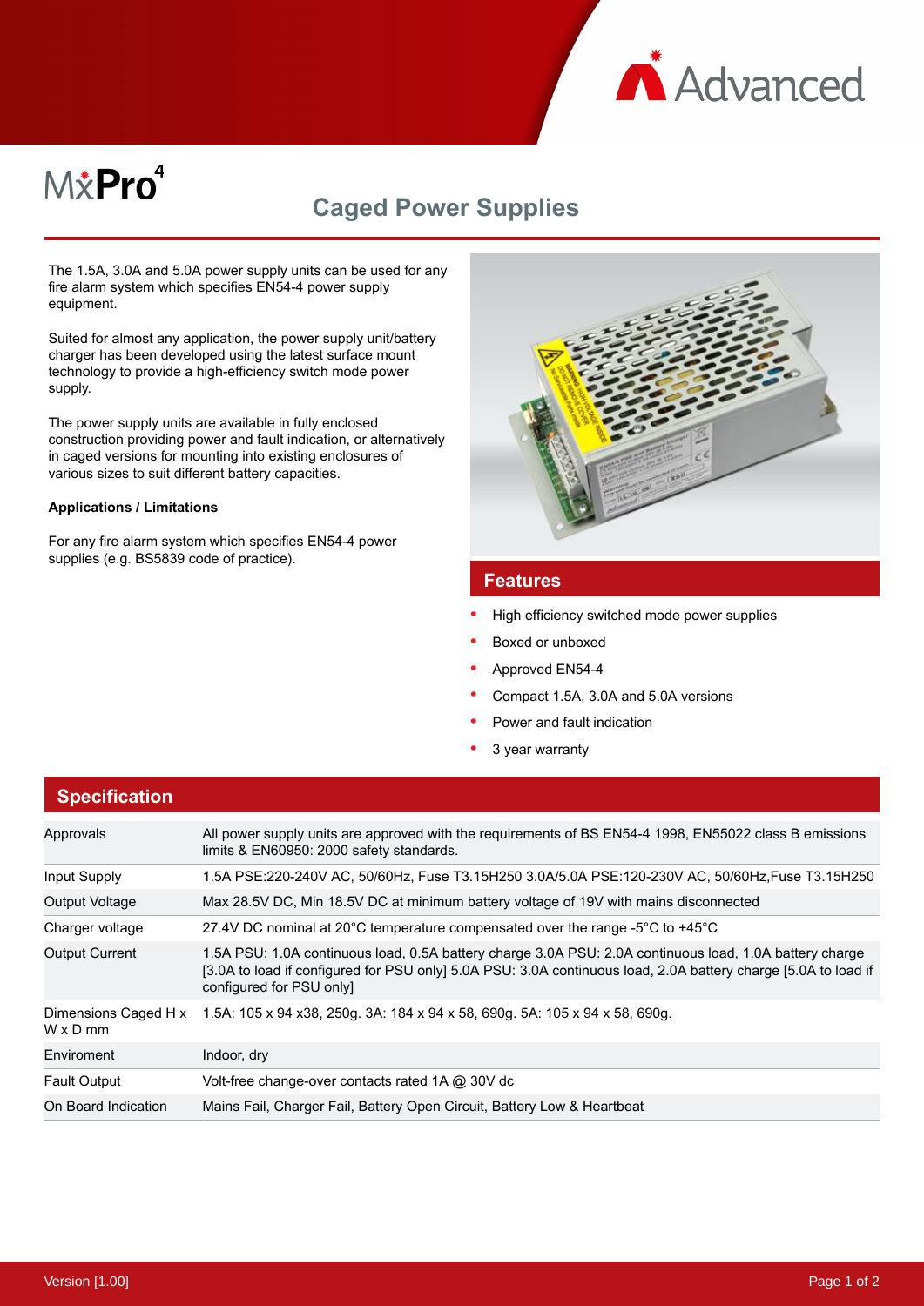MxPro 4

# Caged Power Supplies

The 1.5A, 3.0A and 5.0A power supply units can be used for any fire alarm system which specifies EN54-4 power supply equipment.

Suited for almost any application, the power supply unit/battery charger has been developed using the latest surface mount technology to provide a high-efficiency switch mode power supply.

The power supply units are available in fully enclosed construction providing power and fault indication, or alternatively in caged versions for mounting into existing enclosures of various sizes to suit different battery capacities.

**Applications / Limitations**

For any fire alarm system which specifies EN54-4 power supplies (e.g. BS5839 code of practice).

## Features

- High efficiency switched mode power supplies
- Boxed or unboxed
- Approved EN54-4
- Compact 1.5A, 3.0A and 5.0A versions
- Power and fault indication
- 3 year warranty

## Specification

| | |
|---|---|
| Approvals | All power supply units are approved with the requirements of BS EN54-4 1998, EN55022 class B emissions limits & EN60950: 2000 safety standards. |
| Input Supply | 1.5A PSE:220-240V AC, 50/60Hz, Fuse T3.15H250 3.0A/5.0A PSE:120-230V AC, 50/60Hz,Fuse T3.15H250 |
| Output Voltage | Max 28.5V DC, Min 18.5V DC at minimum battery voltage of 19V with mains disconnected |
| Charger voltage | 27.4V DC nominal at 20°C temperature compensated over the range -5°C to +45°C |
| Output Current | 1.5A PSU: 1.0A continuous load, 0.5A battery charge 3.0A PSU: 2.0A continuous load, 1.0A battery charge [3.0A to load if configured for PSU only] 5.0A PSU: 3.0A continuous load, 2.0A battery charge [5.0A to load if configured for PSU only] |
| Dimensions Caged H x W x D mm | 1.5A: 105 x 94 x38, 250g. 3A: 184 x 94 x 58, 690g. 5A: 105 x 94 x 58, 690g. |
| Enviroment | Indoor, dry |
| Fault Output | Volt-free change-over contacts rated 1A @ 30V dc |
| On Board Indication | Mains Fail, Charger Fail, Battery Open Circuit, Battery Low & Heartbeat |

Version [1.00]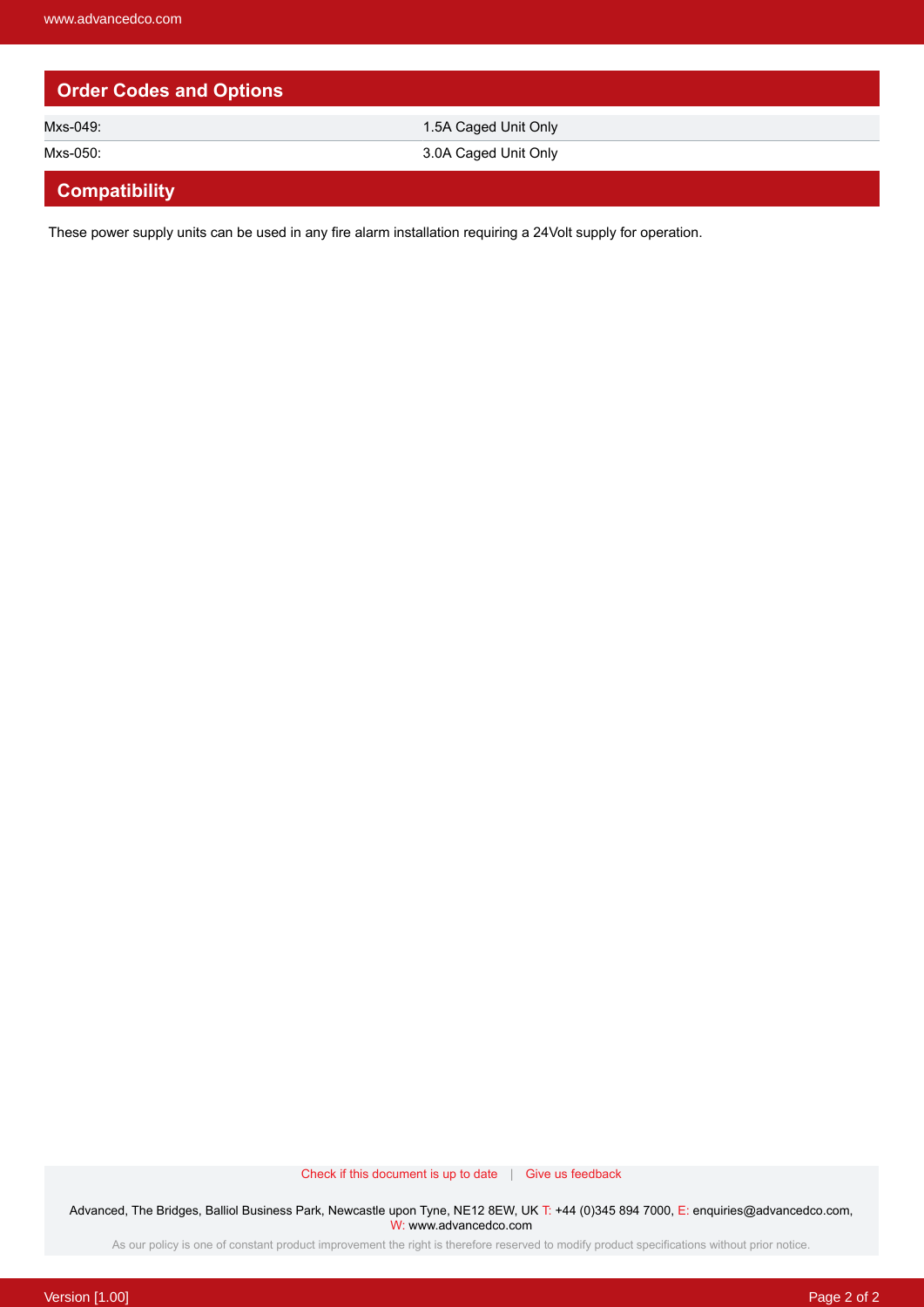## Order Codes and Options

| | |
|---|---|
| Mxs-049: | 1.5A Caged Unit Only |
| Mxs-050: | 3.0A Caged Unit Only |

## Compatibility

These power supply units can be used in any fire alarm installation requiring a 24Volt supply for operation.

Check if this document is up to date | Give us feedback

Advanced, The Bridges, Balliol Business Park, Newcastle upon Tyne, NE12 8EW, UK T: +44 (0)345 894 7000, E: enquiries@advancedco.com, W: www.advancedco.com

As our policy is one of constant product improvement the right is therefore reserved to modify product specifications without prior notice.

Version [1.00]